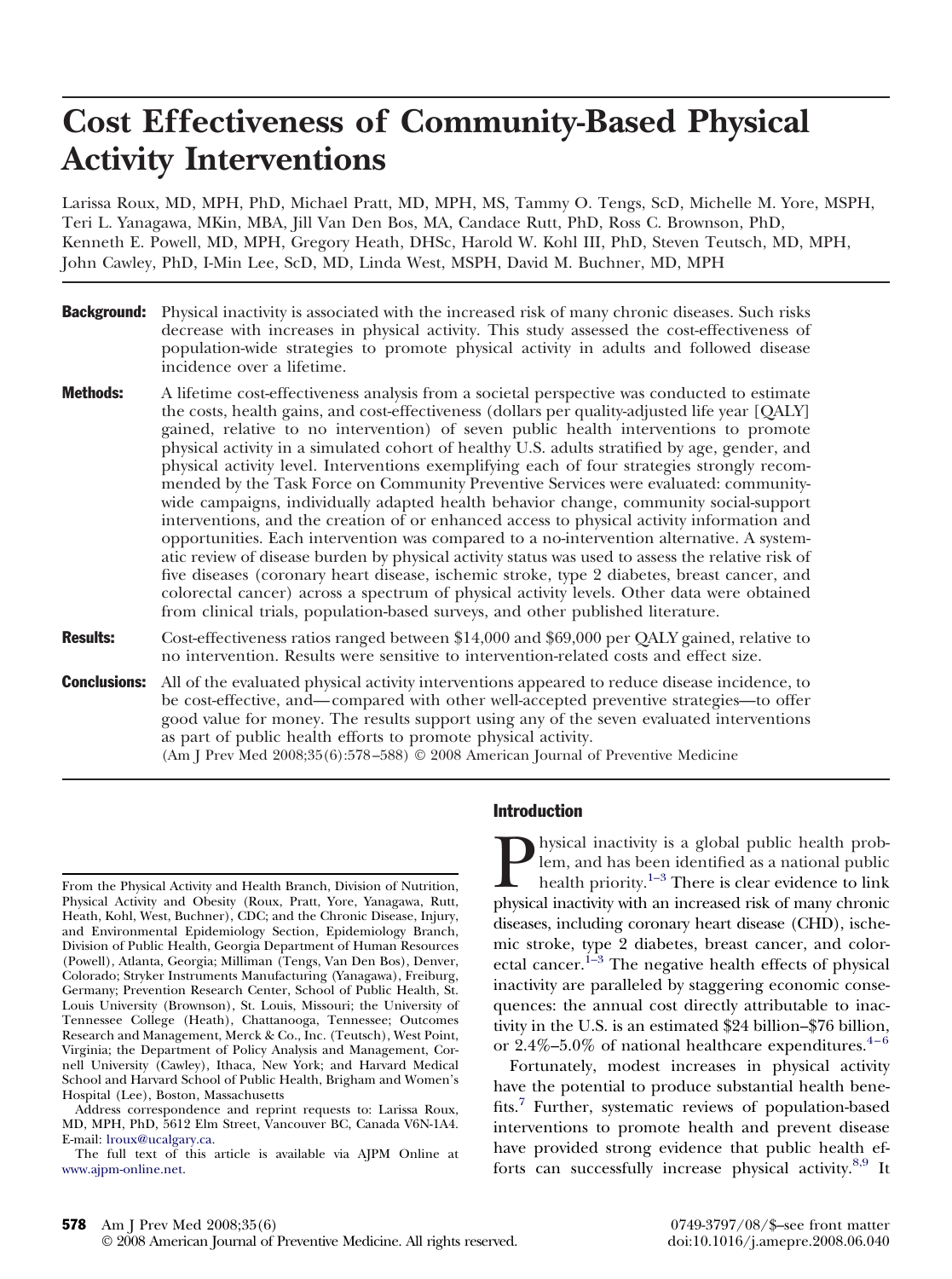# Cost Effectiveness of Community-Based Physical Activity Interventions

Larissa Roux, MD, MPH, PhD, Michael Pratt, MD, MPH, MS, Tammy O. Tengs, ScD, Michelle M. Yore, MSPH, Teri L. Yanagawa, MKin, MBA, Jill Van Den Bos, MA, Candace Rutt, PhD, Ross C. Brownson, PhD, Kenneth E. Powell, MD, MPH, Gregory Heath, DHSc, Harold W. Kohl III, PhD, Steven Teutsch, MD, MPH, John Cawley, PhD, I-Min Lee, ScD, MD, Linda West, MSPH, David M. Buchner, MD, MPH

**Background:** Physical inactivity is associated with the increased risk of many chronic diseases. Such risks decrease with increases in physical activity. This study assessed the cost-effectiveness of population-wide strategies to promote physical activity in adults and followed disease incidence over a lifetime.

**Methods:** A lifetime cost-effectiveness analysis from a societal perspective was conducted to estimate the costs, health gains, and cost-effectiveness (dollars per quality-adjusted life year [QALY] gained, relative to no intervention) of seven public health interventions to promote physical activity in a simulated cohort of healthy U.S. adults stratified by age, gender, and physical activity level. Interventions exemplifying each of four strategies strongly recommended by the Task Force on Community Preventive Services were evaluated: community-wide campaigns, individually adapted health behavior change, community social-support interventions, and the creation of or enhanced access to physical activity information and opportunities. Each intervention was compared to a no-intervention alternative. A systematic review of disease burden by physical activity status was used to assess the relative risk of five diseases (coronary heart disease, ischemic stroke, type 2 diabetes, breast cancer, and colorectal cancer) across a spectrum of physical activity levels. Other data were obtained from clinical trials, population-based surveys, and other published literature.

**Results:** Cost-effectiveness ratios ranged between $14,000 and $69,000 per QALY gained, relative to no intervention. Results were sensitive to intervention-related costs and effect size.

**Conclusions:** All of the evaluated physical activity interventions appeared to reduce disease incidence, to be cost-effective, and—compared with other well-accepted preventive strategies—to offer good value for money. The results support using any of the seven evaluated interventions as part of public health efforts to promote physical activity.
(Am J Prev Med 2008;35(6):578–588) © 2008 American Journal of Preventive Medicine

## Introduction

Physical inactivity is a global public health problem, and has been identified as a national public health priority.[1–3] There is clear evidence to link physical inactivity with an increased risk of many chronic diseases, including coronary heart disease (CHD), ischemic stroke, type 2 diabetes, breast cancer, and colorectal cancer.[1–3] The negative health effects of physical inactivity are paralleled by staggering economic consequences: the annual cost directly attributable to inactivity in the U.S. is an estimated $24 billion–$76 billion, or 2.4%–5.0% of national healthcare expenditures.[4–6]

Fortunately, modest increases in physical activity have the potential to produce substantial health benefits.[7] Further, systematic reviews of population-based interventions to promote health and prevent disease have provided strong evidence that public health efforts can successfully increase physical activity.[8,9] It

From the Physical Activity and Health Branch, Division of Nutrition, Physical Activity and Obesity (Roux, Pratt, Yore, Yanagawa, Rutt, Heath, Kohl, West, Buchner), CDC; and the Chronic Disease, Injury, and Environmental Epidemiology Section, Epidemiology Branch, Division of Public Health, Georgia Department of Human Resources (Powell), Atlanta, Georgia; Milliman (Tengs, Van Den Bos), Denver, Colorado; Stryker Instruments Manufacturing (Yanagawa), Freiburg, Germany; Prevention Research Center, School of Public Health, St. Louis University (Brownson), St. Louis, Missouri; the University of Tennessee College (Heath), Chattanooga, Tennessee; Outcomes Research and Management, Merck & Co., Inc. (Teutsch), West Point, Virginia; the Department of Policy Analysis and Management, Cornell University (Cawley), Ithaca, New York; and Harvard Medical School and Harvard School of Public Health, Brigham and Women's Hospital (Lee), Boston, Massachusetts

Address correspondence and reprint requests to: Larissa Roux, MD, MPH, PhD, 5612 Elm Street, Vancouver BC, Canada V6N-1A4. E-mail: lroux@ucalgary.ca.

The full text of this article is available via AJPM Online at www.ajpm-online.net.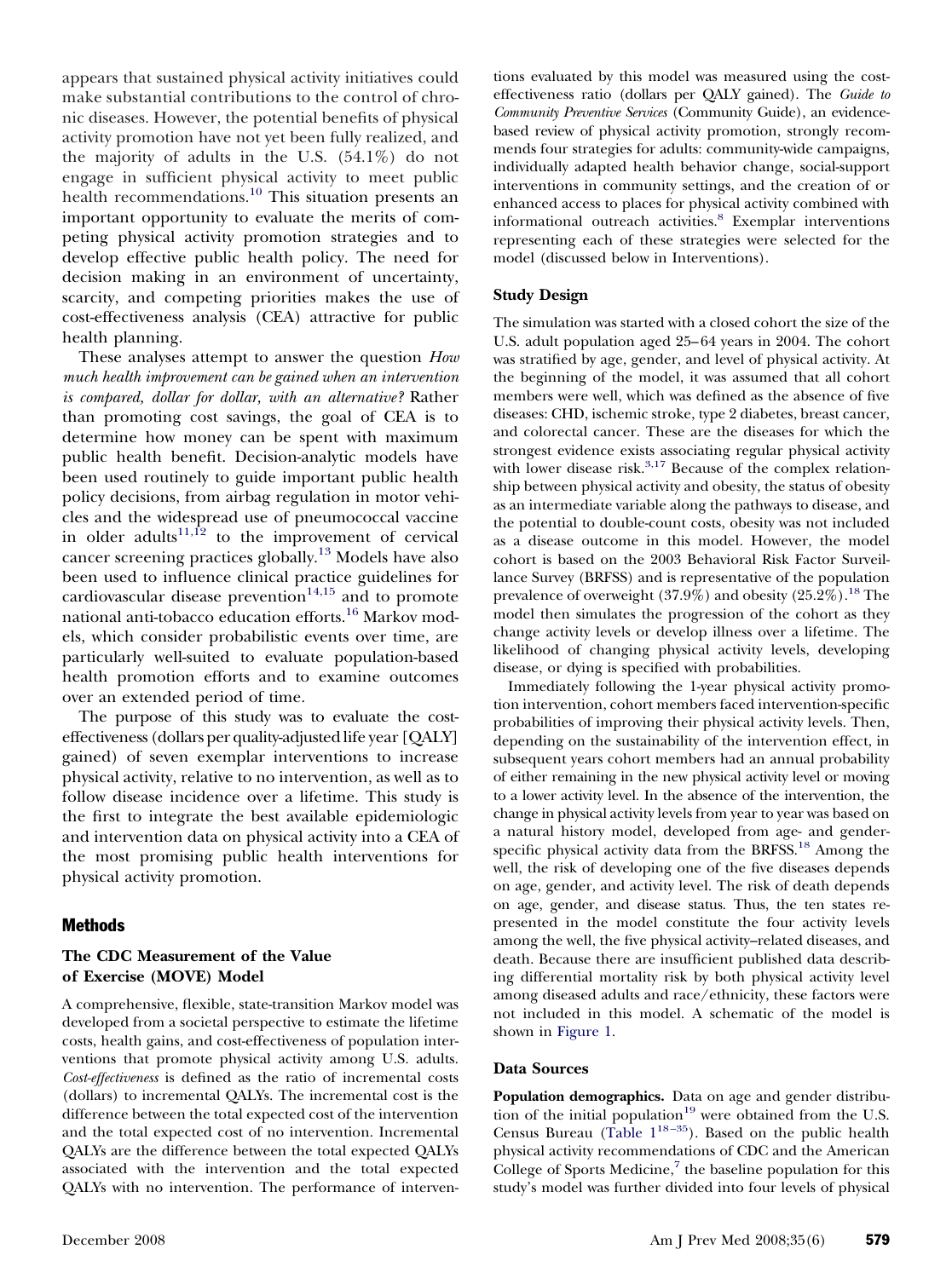appears that sustained physical activity initiatives could make substantial contributions to the control of chronic diseases. However, the potential benefits of physical activity promotion have not yet been fully realized, and the majority of adults in the U.S. (54.1%) do not engage in sufficient physical activity to meet public health recommendations.[10] This situation presents an important opportunity to evaluate the merits of competing physical activity promotion strategies and to develop effective public health policy. The need for decision making in an environment of uncertainty, scarcity, and competing priorities makes the use of cost-effectiveness analysis (CEA) attractive for public health planning.

These analyses attempt to answer the question *How much health improvement can be gained when an intervention is compared, dollar for dollar, with an alternative?* Rather than promoting cost savings, the goal of CEA is to determine how money can be spent with maximum public health benefit. Decision-analytic models have been used routinely to guide important public health policy decisions, from airbag regulation in motor vehicles and the widespread use of pneumococcal vaccine in older adults[11,12] to the improvement of cervical cancer screening practices globally.[13] Models have also been used to influence clinical practice guidelines for cardiovascular disease prevention[14,15] and to promote national anti-tobacco education efforts.[16] Markov models, which consider probabilistic events over time, are particularly well-suited to evaluate population-based health promotion efforts and to examine outcomes over an extended period of time.

The purpose of this study was to evaluate the cost-effectiveness (dollars per quality-adjusted life year [QALY] gained) of seven exemplar interventions to increase physical activity, relative to no intervention, as well as to follow disease incidence over a lifetime. This study is the first to integrate the best available epidemiologic and intervention data on physical activity into a CEA of the most promising public health interventions for physical activity promotion.

## Methods

### The CDC Measurement of the Value of Exercise (MOVE) Model

A comprehensive, flexible, state-transition Markov model was developed from a societal perspective to estimate the lifetime costs, health gains, and cost-effectiveness of population interventions that promote physical activity among U.S. adults. *Cost-effectiveness* is defined as the ratio of incremental costs (dollars) to incremental QALYs. The incremental cost is the difference between the total expected cost of the intervention and the total expected cost of no intervention. Incremental QALYs are the difference between the total expected QALYs associated with the intervention and the total expected QALYs with no intervention. The performance of interventions evaluated by this model was measured using the cost-effectiveness ratio (dollars per QALY gained). The *Guide to Community Preventive Services* (Community Guide), an evidence-based review of physical activity promotion, strongly recommends four strategies for adults: community-wide campaigns, individually adapted health behavior change, social-support interventions in community settings, and the creation of or enhanced access to places for physical activity combined with informational outreach activities.[8] Exemplar interventions representing each of these strategies were selected for the model (discussed below in Interventions).

### Study Design

The simulation was started with a closed cohort the size of the U.S. adult population aged 25–64 years in 2004. The cohort was stratified by age, gender, and level of physical activity. At the beginning of the model, it was assumed that all cohort members were well, which was defined as the absence of five diseases: CHD, ischemic stroke, type 2 diabetes, breast cancer, and colorectal cancer. These are the diseases for which the strongest evidence exists associating regular physical activity with lower disease risk.[3,17] Because of the complex relationship between physical activity and obesity, the status of obesity as an intermediate variable along the pathways to disease, and the potential to double-count costs, obesity was not included as a disease outcome in this model. However, the model cohort is based on the 2003 Behavioral Risk Factor Surveillance Survey (BRFSS) and is representative of the population prevalence of overweight (37.9%) and obesity (25.2%).[18] The model then simulates the progression of the cohort as they change activity levels or develop illness over a lifetime. The likelihood of changing physical activity levels, developing disease, or dying is specified with probabilities.

Immediately following the 1-year physical activity promotion intervention, cohort members faced intervention-specific probabilities of improving their physical activity levels. Then, depending on the sustainability of the intervention effect, in subsequent years cohort members had an annual probability of either remaining in the new physical activity level or moving to a lower activity level. In the absence of the intervention, the change in physical activity levels from year to year was based on a natural history model, developed from age- and gender-specific physical activity data from the BRFSS.[18] Among the well, the risk of developing one of the five diseases depends on age, gender, and activity level. The risk of death depends on age, gender, and disease status. Thus, the ten states represented in the model constitute the four activity levels among the well, the five physical activity–related diseases, and death. Because there are insufficient published data describing differential mortality risk by both physical activity level among diseased adults and race/ethnicity, these factors were not included in this model. A schematic of the model is shown in Figure 1.

### Data Sources

**Population demographics.** Data on age and gender distribution of the initial population[19] were obtained from the U.S. Census Bureau (Table 1[18–35]). Based on the public health physical activity recommendations of CDC and the American College of Sports Medicine,[7] the baseline population for this study's model was further divided into four levels of physical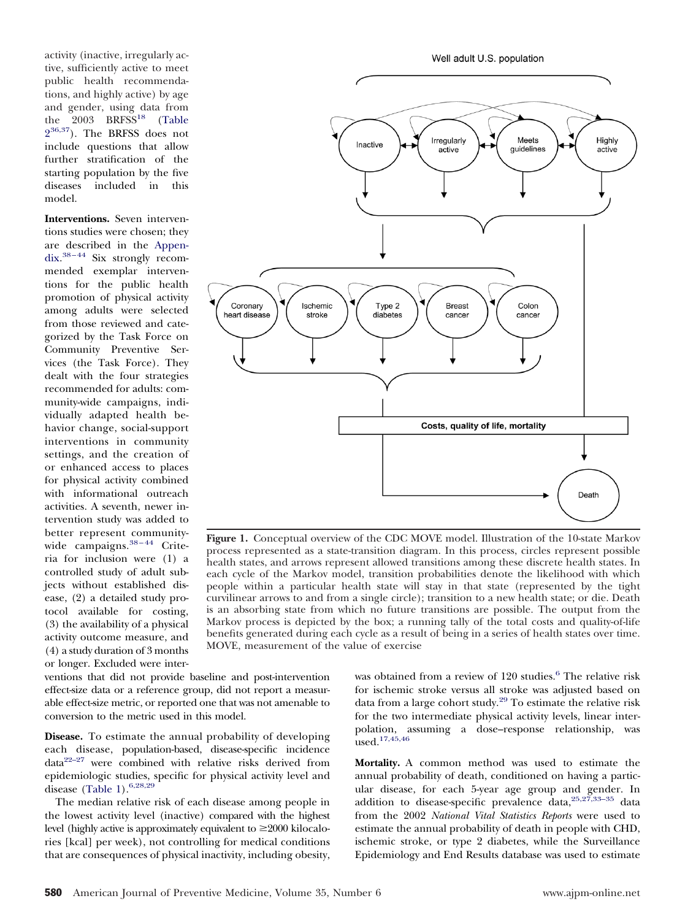activity (inactive, irregularly active, sufficiently active to meet public health recommendations, and highly active) by age and gender, using data from the 2003 BRFSS[18] (Table 2[36,37]). The BRFSS does not include questions that allow further stratification of the starting population by the five diseases included in this model.

**Interventions.** Seven interventions studies were chosen; they are described in the Appendix.[38–44] Six strongly recommended exemplar interventions for the public health promotion of physical activity among adults were selected from those reviewed and categorized by the Task Force on Community Preventive Services (the Task Force). They dealt with the four strategies recommended for adults: community-wide campaigns, individually adapted health behavior change, social-support interventions in community settings, and the creation of or enhanced access to places for physical activity combined with informational outreach activities. A seventh, newer intervention study was added to better represent community-wide campaigns.[38–44] Criteria for inclusion were (1) a controlled study of adult subjects without established disease, (2) a detailed study protocol available for costing, (3) the availability of a physical activity outcome measure, and (4) a study duration of 3 months or longer. Excluded were interventions that did not provide baseline and post-intervention effect-size data or a reference group, did not report a measurable effect-size metric, or reported one that was not amenable to conversion to the metric used in this model.

**Figure 1.** Conceptual overview of the CDC MOVE model. Illustration of the 10-state Markov process represented as a state-transition diagram. In this process, circles represent possible health states, and arrows represent allowed transitions among these discrete health states. In each cycle of the Markov model, transition probabilities denote the likelihood with which people within a particular health state will stay in that state (represented by the tight curvilinear arrows to and from a single circle); transition to a new health state; or die. Death is an absorbing state from which no future transitions are possible. The output from the Markov process is depicted by the box; a running tally of the total costs and quality-of-life benefits generated during each cycle as a result of being in a series of health states over time. MOVE, measurement of the value of exercise

**Disease.** To estimate the annual probability of developing each disease, population-based, disease-specific incidence data[22–27] were combined with relative risks derived from epidemiologic studies, specific for physical activity level and disease (Table 1).[6,28,29]

The median relative risk of each disease among people in the lowest activity level (inactive) compared with the highest level (highly active is approximately equivalent to ≥2000 kilocalories [kcal] per week), not controlling for medical conditions that are consequences of physical inactivity, including obesity, was obtained from a review of 120 studies.[6] The relative risk for ischemic stroke versus all stroke was adjusted based on data from a large cohort study.[29] To estimate the relative risk for the two intermediate physical activity levels, linear interpolation, assuming a dose–response relationship, was used.[17,45,46]

**Mortality.** A common method was used to estimate the annual probability of death, conditioned on having a particular disease, for each 5-year age group and gender. In addition to disease-specific prevalence data,[25,27,33–35] data from the 2002 *National Vital Statistics Reports* were used to estimate the annual probability of death in people with CHD, ischemic stroke, or type 2 diabetes, while the Surveillance Epidemiology and End Results database was used to estimate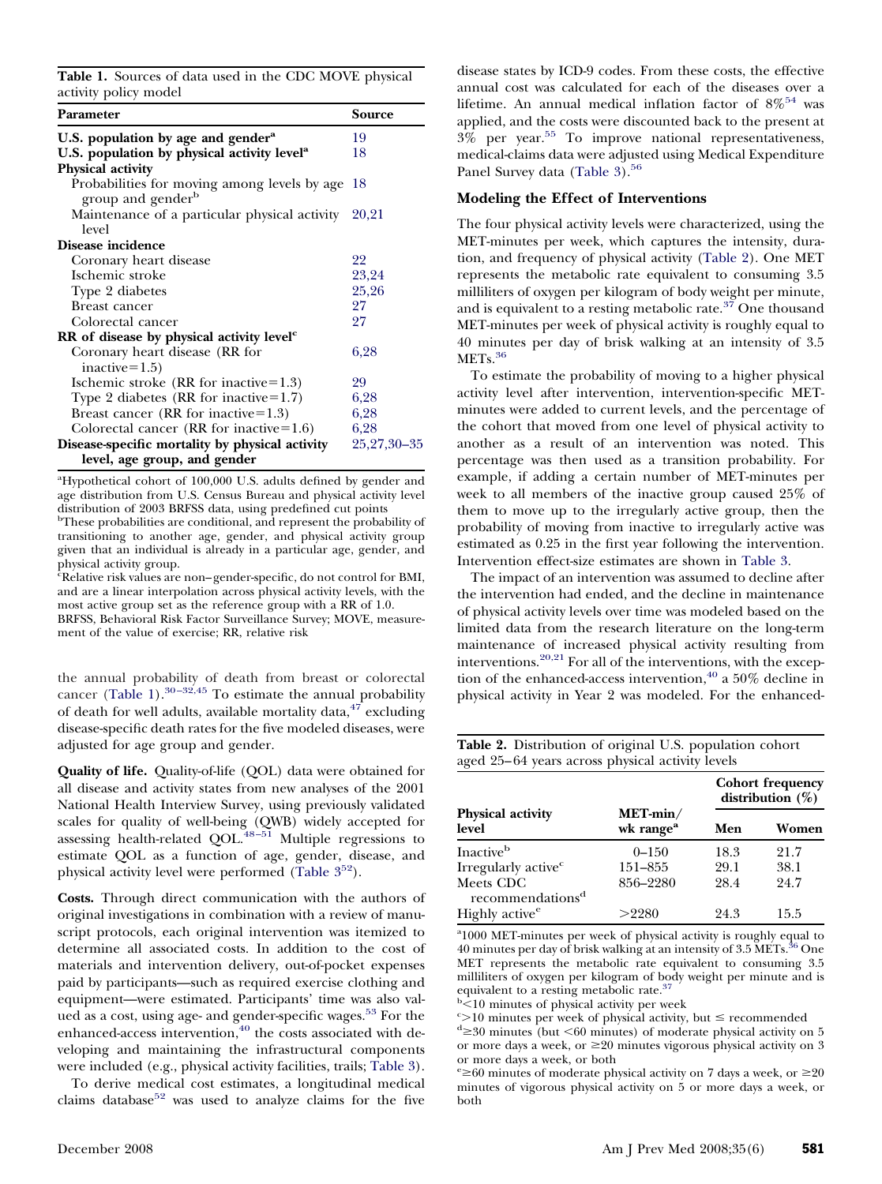**Table 1.** Sources of data used in the CDC MOVE physical activity policy model

| Parameter | Source |
|---|---|
| **U.S. population by age and gender**[a] | 19 |
| **U.S. population by physical activity level**[a] | 18 |
| **Physical activity** | |
| Probabilities for moving among levels by age group and gender[b] | 18 |
| Maintenance of a particular physical activity level | 20,21 |
| **Disease incidence** | |
| Coronary heart disease | 22 |
| Ischemic stroke | 23,24 |
| Type 2 diabetes | 25,26 |
| Breast cancer | 27 |
| Colorectal cancer | 27 |
| **RR of disease by physical activity level**[c] | |
| Coronary heart disease (RR for inactive=1.5) | 6,28 |
| Ischemic stroke (RR for inactive=1.3) | 29 |
| Type 2 diabetes (RR for inactive=1.7) | 6,28 |
| Breast cancer (RR for inactive=1.3) | 6,28 |
| Colorectal cancer (RR for inactive=1.6) | 6,28 |
| **Disease-specific mortality by physical activity level, age group, and gender** | 25,27,30–35 |

[a]Hypothetical cohort of 100,000 U.S. adults defined by gender and age distribution from U.S. Census Bureau and physical activity level distribution of 2003 BRFSS data, using predefined cut points
[b]These probabilities are conditional, and represent the probability of transitioning to another age, gender, and physical activity group given that an individual is already in a particular age, gender, and physical activity group.
[c]Relative risk values are non–gender-specific, do not control for BMI, and are a linear interpolation across physical activity levels, with the most active group set as the reference group with a RR of 1.0.
BRFSS, Behavioral Risk Factor Surveillance Survey; MOVE, measurement of the value of exercise; RR, relative risk

the annual probability of death from breast or colorectal cancer (Table 1).[30–32,45] To estimate the annual probability of death for well adults, available mortality data,[47] excluding disease-specific death rates for the five modeled diseases, were adjusted for age group and gender.

**Quality of life.** Quality-of-life (QOL) data were obtained for all disease and activity states from new analyses of the 2001 National Health Interview Survey, using previously validated scales for quality of well-being (QWB) widely accepted for assessing health-related QOL.[48–51] Multiple regressions to estimate QOL as a function of age, gender, disease, and physical activity level were performed (Table 3[52]).

**Costs.** Through direct communication with the authors of original investigations in combination with a review of manuscript protocols, each original intervention was itemized to determine all associated costs. In addition to the cost of materials and intervention delivery, out-of-pocket expenses paid by participants—such as required exercise clothing and equipment—were estimated. Participants' time was also valued as a cost, using age- and gender-specific wages.[53] For the enhanced-access intervention,[40] the costs associated with developing and maintaining the infrastructural components were included (e.g., physical activity facilities, trails; Table 3).

To derive medical cost estimates, a longitudinal medical claims database[52] was used to analyze claims for the five disease states by ICD-9 codes. From these costs, the effective annual cost was calculated for each of the diseases over a lifetime. An annual medical inflation factor of 8%[54] was applied, and the costs were discounted back to the present at 3% per year.[55] To improve national representativeness, medical-claims data were adjusted using Medical Expenditure Panel Survey data (Table 3).[56]

### Modeling the Effect of Interventions

The four physical activity levels were characterized, using the MET-minutes per week, which captures the intensity, duration, and frequency of physical activity (Table 2). One MET represents the metabolic rate equivalent to consuming 3.5 milliliters of oxygen per kilogram of body weight per minute, and is equivalent to a resting metabolic rate.[37] One thousand MET-minutes per week of physical activity is roughly equal to 40 minutes per day of brisk walking at an intensity of 3.5 METs.[36]

To estimate the probability of moving to a higher physical activity level after intervention, intervention-specific MET-minutes were added to current levels, and the percentage of the cohort that moved from one level of physical activity to another as a result of an intervention was noted. This percentage was then used as a transition probability. For example, if adding a certain number of MET-minutes per week to all members of the inactive group caused 25% of them to move up to the irregularly active group, then the probability of moving from inactive to irregularly active was estimated as 0.25 in the first year following the intervention. Intervention effect-size estimates are shown in Table 3.

The impact of an intervention was assumed to decline after the intervention had ended, and the decline in maintenance of physical activity levels over time was modeled based on the limited data from the research literature on the long-term maintenance of increased physical activity resulting from interventions.[20,21] For all of the interventions, with the exception of the enhanced-access intervention,[40] a 50% decline in physical activity in Year 2 was modeled. For the enhanced-

**Table 2.** Distribution of original U.S. population cohort aged 25–64 years across physical activity levels

| Physical activity level | MET-min/wk range[a] | Cohort frequency distribution (%) | |
|---|---|---|---|
| | | Men | Women |
| Inactive[b] | 0–150 | 18.3 | 21.7 |
| Irregularly active[c] | 151–855 | 29.1 | 38.1 |
| Meets CDC recommendations[d] | 856–2280 | 28.4 | 24.7 |
| Highly active[e] | >2280 | 24.3 | 15.5 |

[a]1000 MET-minutes per week of physical activity is roughly equal to 40 minutes per day of brisk walking at an intensity of 3.5 METs.[36] One MET represents the metabolic rate equivalent to consuming 3.5 milliliters of oxygen per kilogram of body weight per minute and is equivalent to a resting metabolic rate.[37]
[b]<10 minutes of physical activity per week
[c]>10 minutes per week of physical activity, but ≤ recommended
[d]≥30 minutes (but <60 minutes) of moderate physical activity on 5 or more days a week, or ≥20 minutes vigorous physical activity on 3 or more days a week, or both
[e]≥60 minutes of moderate physical activity on 7 days a week, or ≥20 minutes of vigorous physical activity on 5 or more days a week, or both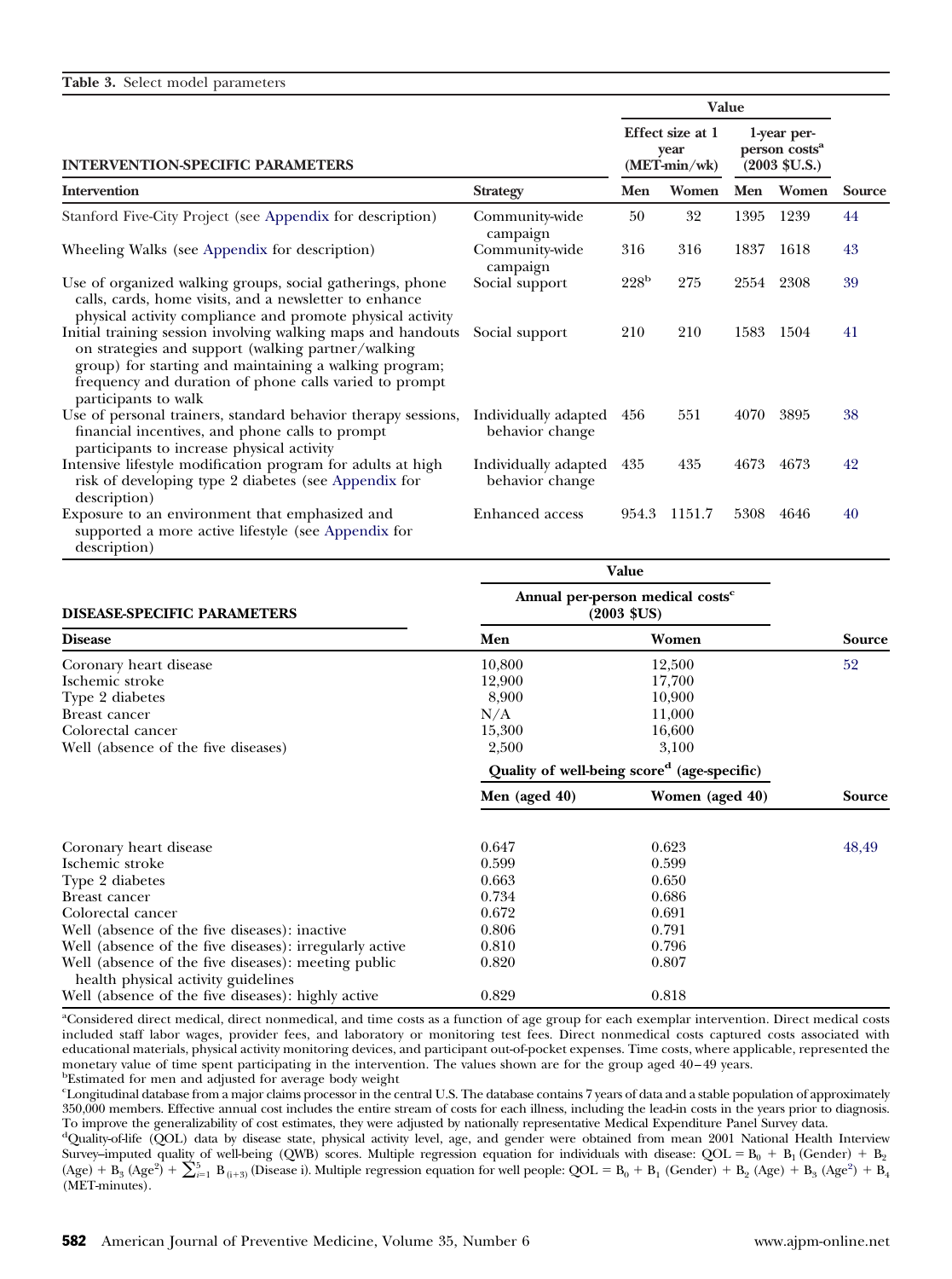**Table 3.** Select model parameters

| INTERVENTION-SPECIFIC PARAMETERS | | Value | | | | |
|---|---|---|---|---|---|---|
| | | Effect size at 1 year (MET-min/wk) | | 1-year per-person costs[a] (2003 $U.S.) | | |
| **Intervention** | **Strategy** | **Men** | **Women** | **Men** | **Women** | **Source** |
| Stanford Five-City Project (see Appendix for description) | Community-wide campaign | 50 | 32 | 1395 | 1239 | 44 |
| Wheeling Walks (see Appendix for description) | Community-wide campaign | 316 | 316 | 1837 | 1618 | 43 |
| Use of organized walking groups, social gatherings, phone calls, cards, home visits, and a newsletter to enhance physical activity compliance and promote physical activity | Social support | 228[b] | 275 | 2554 | 2308 | 39 |
| Initial training session involving walking maps and handouts on strategies and support (walking partner/walking group) for starting and maintaining a walking program; frequency and duration of phone calls varied to prompt participants to walk | Social support | 210 | 210 | 1583 | 1504 | 41 |
| Use of personal trainers, standard behavior therapy sessions, financial incentives, and phone calls to prompt participants to increase physical activity | Individually adapted behavior change | 456 | 551 | 4070 | 3895 | 38 |
| Intensive lifestyle modification program for adults at high risk of developing type 2 diabetes (see Appendix for description) | Individually adapted behavior change | 435 | 435 | 4673 | 4673 | 42 |
| Exposure to an environment that emphasized and supported a more active lifestyle (see Appendix for description) | Enhanced access | 954.3 | 1151.7 | 5308 | 4646 | 40 |

| DISEASE-SPECIFIC PARAMETERS | Value | | |
|---|---|---|---|
| | Annual per-person medical costs[c] (2003 $US) | | |
| **Disease** | **Men** | **Women** | **Source** |
| Coronary heart disease | 10,800 | 12,500 | 52 |
| Ischemic stroke | 12,900 | 17,700 | |
| Type 2 diabetes | 8,900 | 10,900 | |
| Breast cancer | N/A | 11,000 | |
| Colorectal cancer | 15,300 | 16,600 | |
| Well (absence of the five diseases) | 2,500 | 3,100 | |
| | Quality of well-being score[d] (age-specific) | | |
| | **Men (aged 40)** | **Women (aged 40)** | **Source** |
| Coronary heart disease | 0.647 | 0.623 | 48,49 |
| Ischemic stroke | 0.599 | 0.599 | |
| Type 2 diabetes | 0.663 | 0.650 | |
| Breast cancer | 0.734 | 0.686 | |
| Colorectal cancer | 0.672 | 0.691 | |
| Well (absence of the five diseases): inactive | 0.806 | 0.791 | |
| Well (absence of the five diseases): irregularly active | 0.810 | 0.796 | |
| Well (absence of the five diseases): meeting public health physical activity guidelines | 0.820 | 0.807 | |
| Well (absence of the five diseases): highly active | 0.829 | 0.818 | |

[a]Considered direct medical, direct nonmedical, and time costs as a function of age group for each exemplar intervention. Direct medical costs included staff labor wages, provider fees, and laboratory or monitoring test fees. Direct nonmedical costs captured costs associated with educational materials, physical activity monitoring devices, and participant out-of-pocket expenses. Time costs, where applicable, represented the monetary value of time spent participating in the intervention. The values shown are for the group aged 40–49 years.

[b]Estimated for men and adjusted for average body weight

[c]Longitudinal database from a major claims processor in the central U.S. The database contains 7 years of data and a stable population of approximately 350,000 members. Effective annual cost includes the entire stream of costs for each illness, including the lead-in costs in the years prior to diagnosis. To improve the generalizability of cost estimates, they were adjusted by nationally representative Medical Expenditure Panel Survey data.

[d]Quality-of-life (QOL) data by disease state, physical activity level, age, and gender were obtained from mean 2001 National Health Interview Survey–imputed quality of well-being (QWB) scores. Multiple regression equation for individuals with disease: $QOL = B_0 + B_1 (Gender) + B_2 (Age) + B_3 (Age^2) + \sum_{i=1}^{5} B_{(i+3)} (Disease\ i)$. Multiple regression equation for well people: $QOL = B_0 + B_1 (Gender) + B_2 (Age) + B_3 (Age^2) + B_4 (MET\text{-}minutes)$.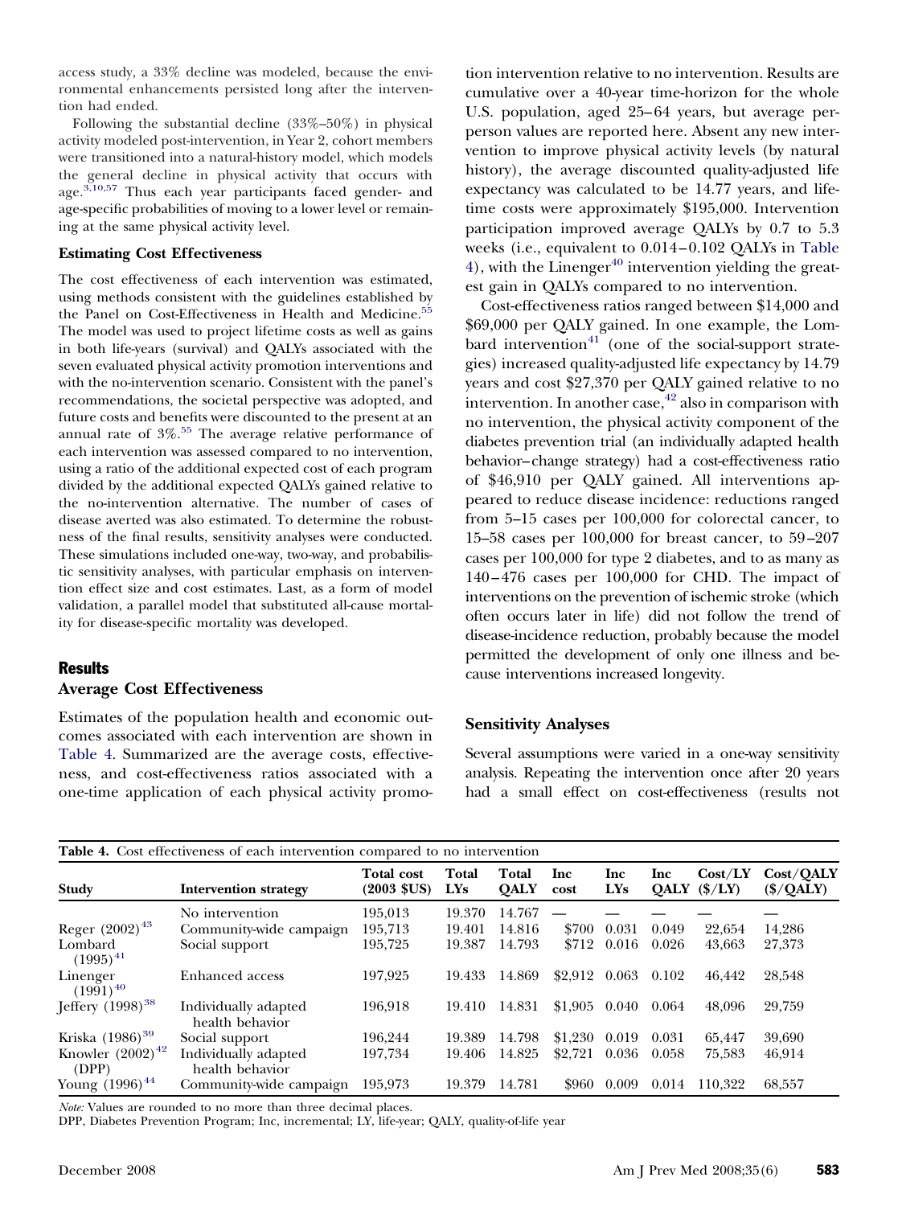access study, a 33% decline was modeled, because the environmental enhancements persisted long after the intervention had ended.

Following the substantial decline (33%–50%) in physical activity modeled post-intervention, in Year 2, cohort members were transitioned into a natural-history model, which models the general decline in physical activity that occurs with age.[3,10,57] Thus each year participants faced gender- and age-specific probabilities of moving to a lower level or remaining at the same physical activity level.

### Estimating Cost Effectiveness

The cost effectiveness of each intervention was estimated, using methods consistent with the guidelines established by the Panel on Cost-Effectiveness in Health and Medicine.[55] The model was used to project lifetime costs as well as gains in both life-years (survival) and QALYs associated with the seven evaluated physical activity promotion interventions and with the no-intervention scenario. Consistent with the panel's recommendations, the societal perspective was adopted, and future costs and benefits were discounted to the present at an annual rate of 3%.[55] The average relative performance of each intervention was assessed compared to no intervention, using a ratio of the additional expected cost of each program divided by the additional expected QALYs gained relative to the no-intervention alternative. The number of cases of disease averted was also estimated. To determine the robustness of the final results, sensitivity analyses were conducted. These simulations included one-way, two-way, and probabilistic sensitivity analyses, with particular emphasis on intervention effect size and cost estimates. Last, as a form of model validation, a parallel model that substituted all-cause mortality for disease-specific mortality was developed.

## Results

### Average Cost Effectiveness

Estimates of the population health and economic outcomes associated with each intervention are shown in Table 4. Summarized are the average costs, effectiveness, and cost-effectiveness ratios associated with a one-time application of each physical activity promotion intervention relative to no intervention. Results are cumulative over a 40-year time-horizon for the whole U.S. population, aged 25–64 years, but average per-person values are reported here. Absent any new intervention to improve physical activity levels (by natural history), the average discounted quality-adjusted life expectancy was calculated to be 14.77 years, and lifetime costs were approximately $195,000. Intervention participation improved average QALYs by 0.7 to 5.3 weeks (i.e., equivalent to 0.014–0.102 QALYs in Table 4), with the Linenger[40] intervention yielding the greatest gain in QALYs compared to no intervention.

Cost-effectiveness ratios ranged between $14,000 and $69,000 per QALY gained. In one example, the Lombard intervention[41] (one of the social-support strategies) increased quality-adjusted life expectancy by 14.79 years and cost $27,370 per QALY gained relative to no intervention. In another case,[42] also in comparison with no intervention, the physical activity component of the diabetes prevention trial (an individually adapted health behavior–change strategy) had a cost-effectiveness ratio of $46,910 per QALY gained. All interventions appeared to reduce disease incidence: reductions ranged from 5–15 cases per 100,000 for colorectal cancer, to 15–58 cases per 100,000 for breast cancer, to 59–207 cases per 100,000 for type 2 diabetes, and to as many as 140–476 cases per 100,000 for CHD. The impact of interventions on the prevention of ischemic stroke (which often occurs later in life) did not follow the trend of disease-incidence reduction, probably because the model permitted the development of only one illness and because interventions increased longevity.

### Sensitivity Analyses

Several assumptions were varied in a one-way sensitivity analysis. Repeating the intervention once after 20 years had a small effect on cost-effectiveness (results not

**Table 4.** Cost effectiveness of each intervention compared to no intervention

| Study | Intervention strategy | Total cost (2003 $US) | Total LYs | Total QALY | Inc cost | Inc LYs | Inc QALY | Cost/LY ($/LY) | Cost/QALY ($/QALY) |
|---|---|---|---|---|---|---|---|---|---|
| | No intervention | 195,013 | 19.370 | 14.767 | — | — | — | — | — |
| Reger (2002)[43] | Community-wide campaign | 195,713 | 19.401 | 14.816 | $700 | 0.031 | 0.049 | 22,654 | 14,286 |
| Lombard (1995)[41] | Social support | 195,725 | 19.387 | 14.793 | $712 | 0.016 | 0.026 | 43,663 | 27,373 |
| Linenger (1991)[40] | Enhanced access | 197,925 | 19.433 | 14.869 | $2,912 | 0.063 | 0.102 | 46,442 | 28,548 |
| Jeffery (1998)[38] | Individually adapted health behavior | 196,918 | 19.410 | 14.831 | $1,905 | 0.040 | 0.064 | 48,096 | 29,759 |
| Kriska (1986)[39] | Social support | 196,244 | 19.389 | 14.798 | $1,230 | 0.019 | 0.031 | 65,447 | 39,690 |
| Knowler (2002)[42] (DPP) | Individually adapted health behavior | 197,734 | 19.406 | 14.825 | $2,721 | 0.036 | 0.058 | 75,583 | 46,914 |
| Young (1996)[44] | Community-wide campaign | 195,973 | 19.379 | 14.781 | $960 | 0.009 | 0.014 | 110,322 | 68,557 |

*Note:* Values are rounded to no more than three decimal places.

DPP, Diabetes Prevention Program; Inc, incremental; LY, life-year; QALY, quality-of-life year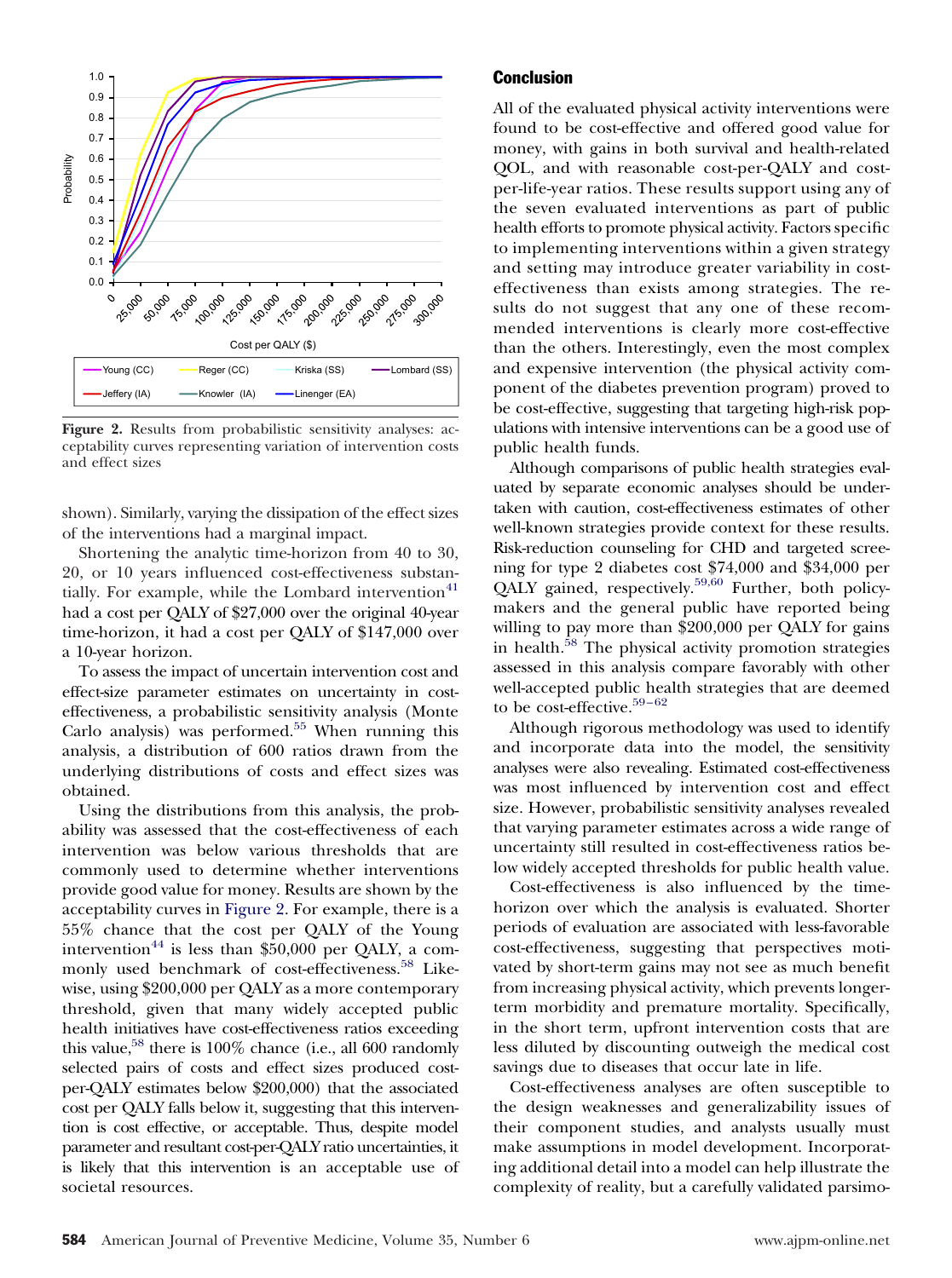**Figure 2.** Results from probabilistic sensitivity analyses: acceptability curves representing variation of intervention costs and effect sizes

shown). Similarly, varying the dissipation of the effect sizes of the interventions had a marginal impact.

Shortening the analytic time-horizon from 40 to 30, 20, or 10 years influenced cost-effectiveness substantially. For example, while the Lombard intervention[41] had a cost per QALY of $27,000 over the original 40-year time-horizon, it had a cost per QALY of $147,000 over a 10-year horizon.

To assess the impact of uncertain intervention cost and effect-size parameter estimates on uncertainty in cost-effectiveness, a probabilistic sensitivity analysis (Monte Carlo analysis) was performed.[55] When running this analysis, a distribution of 600 ratios drawn from the underlying distributions of costs and effect sizes was obtained.

Using the distributions from this analysis, the probability was assessed that the cost-effectiveness of each intervention was below various thresholds that are commonly used to determine whether interventions provide good value for money. Results are shown by the acceptability curves in Figure 2. For example, there is a 55% chance that the cost per QALY of the Young intervention[44] is less than $50,000 per QALY, a commonly used benchmark of cost-effectiveness.[58] Likewise, using $200,000 per QALY as a more contemporary threshold, given that many widely accepted public health initiatives have cost-effectiveness ratios exceeding this value,[58] there is 100% chance (i.e., all 600 randomly selected pairs of costs and effect sizes produced cost-per-QALY estimates below $200,000) that the associated cost per QALY falls below it, suggesting that this intervention is cost effective, or acceptable. Thus, despite model parameter and resultant cost-per-QALY ratio uncertainties, it is likely that this intervention is an acceptable use of societal resources.

## Conclusion

All of the evaluated physical activity interventions were found to be cost-effective and offered good value for money, with gains in both survival and health-related QOL, and with reasonable cost-per-QALY and cost-per-life-year ratios. These results support using any of the seven evaluated interventions as part of public health efforts to promote physical activity. Factors specific to implementing interventions within a given strategy and setting may introduce greater variability in cost-effectiveness than exists among strategies. The results do not suggest that any one of these recommended interventions is clearly more cost-effective than the others. Interestingly, even the most complex and expensive intervention (the physical activity component of the diabetes prevention program) proved to be cost-effective, suggesting that targeting high-risk populations with intensive interventions can be a good use of public health funds.

Although comparisons of public health strategies evaluated by separate economic analyses should be undertaken with caution, cost-effectiveness estimates of other well-known strategies provide context for these results. Risk-reduction counseling for CHD and targeted screening for type 2 diabetes cost $74,000 and $34,000 per QALY gained, respectively.[59,60] Further, both policymakers and the general public have reported being willing to pay more than $200,000 per QALY for gains in health.[58] The physical activity promotion strategies assessed in this analysis compare favorably with other well-accepted public health strategies that are deemed to be cost-effective.[59–62]

Although rigorous methodology was used to identify and incorporate data into the model, the sensitivity analyses were also revealing. Estimated cost-effectiveness was most influenced by intervention cost and effect size. However, probabilistic sensitivity analyses revealed that varying parameter estimates across a wide range of uncertainty still resulted in cost-effectiveness ratios below widely accepted thresholds for public health value.

Cost-effectiveness is also influenced by the time-horizon over which the analysis is evaluated. Shorter periods of evaluation are associated with less-favorable cost-effectiveness, suggesting that perspectives motivated by short-term gains may not see as much benefit from increasing physical activity, which prevents longer-term morbidity and premature mortality. Specifically, in the short term, upfront intervention costs that are less diluted by discounting outweigh the medical cost savings due to diseases that occur late in life.

Cost-effectiveness analyses are often susceptible to the design weaknesses and generalizability issues of their component studies, and analysts usually must make assumptions in model development. Incorporating additional detail into a model can help illustrate the complexity of reality, but a carefully validated parsimo-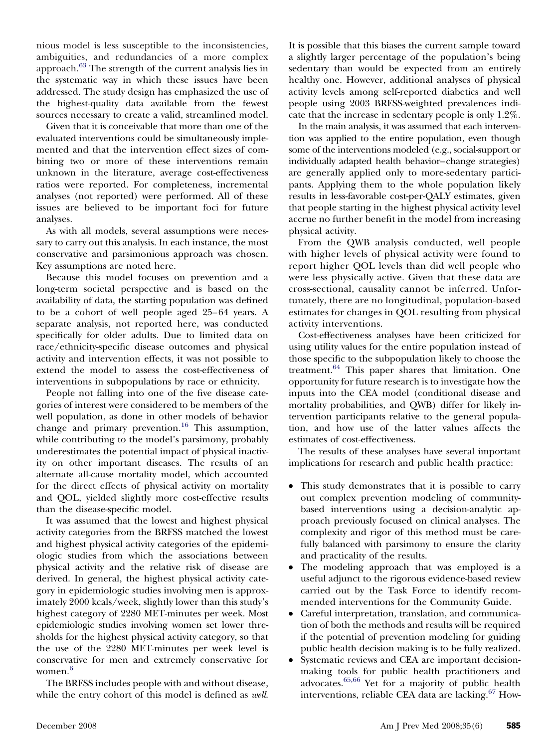nious model is less susceptible to the inconsistencies, ambiguities, and redundancies of a more complex approach.[63] The strength of the current analysis lies in the systematic way in which these issues have been addressed. The study design has emphasized the use of the highest-quality data available from the fewest sources necessary to create a valid, streamlined model.

Given that it is conceivable that more than one of the evaluated interventions could be simultaneously implemented and that the intervention effect sizes of combining two or more of these interventions remain unknown in the literature, average cost-effectiveness ratios were reported. For completeness, incremental analyses (not reported) were performed. All of these issues are believed to be important foci for future analyses.

As with all models, several assumptions were necessary to carry out this analysis. In each instance, the most conservative and parsimonious approach was chosen. Key assumptions are noted here.

Because this model focuses on prevention and a long-term societal perspective and is based on the availability of data, the starting population was defined to be a cohort of well people aged 25–64 years. A separate analysis, not reported here, was conducted specifically for older adults. Due to limited data on race/ethnicity-specific disease outcomes and physical activity and intervention effects, it was not possible to extend the model to assess the cost-effectiveness of interventions in subpopulations by race or ethnicity.

People not falling into one of the five disease categories of interest were considered to be members of the well population, as done in other models of behavior change and primary prevention.[16] This assumption, while contributing to the model's parsimony, probably underestimates the potential impact of physical inactivity on other important diseases. The results of an alternate all-cause mortality model, which accounted for the direct effects of physical activity on mortality and QOL, yielded slightly more cost-effective results than the disease-specific model.

It was assumed that the lowest and highest physical activity categories from the BRFSS matched the lowest and highest physical activity categories of the epidemiologic studies from which the associations between physical activity and the relative risk of disease are derived. In general, the highest physical activity category in epidemiologic studies involving men is approximately 2000 kcals/week, slightly lower than this study's highest category of 2280 MET-minutes per week. Most epidemiologic studies involving women set lower thresholds for the highest physical activity category, so that the use of the 2280 MET-minutes per week level is conservative for men and extremely conservative for women.[6]

The BRFSS includes people with and without disease, while the entry cohort of this model is defined as *well*. It is possible that this biases the current sample toward a slightly larger percentage of the population's being sedentary than would be expected from an entirely healthy one. However, additional analyses of physical activity levels among self-reported diabetics and well people using 2003 BRFSS-weighted prevalences indicate that the increase in sedentary people is only 1.2%.

In the main analysis, it was assumed that each intervention was applied to the entire population, even though some of the interventions modeled (e.g., social-support or individually adapted health behavior–change strategies) are generally applied only to more-sedentary participants. Applying them to the whole population likely results in less-favorable cost-per-QALY estimates, given that people starting in the highest physical activity level accrue no further benefit in the model from increasing physical activity.

From the QWB analysis conducted, well people with higher levels of physical activity were found to report higher QOL levels than did well people who were less physically active. Given that these data are cross-sectional, causality cannot be inferred. Unfortunately, there are no longitudinal, population-based estimates for changes in QOL resulting from physical activity interventions.

Cost-effectiveness analyses have been criticized for using utility values for the entire population instead of those specific to the subpopulation likely to choose the treatment.[64] This paper shares that limitation. One opportunity for future research is to investigate how the inputs into the CEA model (conditional disease and mortality probabilities, and QWB) differ for likely intervention participants relative to the general population, and how use of the latter values affects the estimates of cost-effectiveness.

The results of these analyses have several important implications for research and public health practice:

- This study demonstrates that it is possible to carry out complex prevention modeling of community-based interventions using a decision-analytic approach previously focused on clinical analyses. The complexity and rigor of this method must be carefully balanced with parsimony to ensure the clarity and practicality of the results.
- The modeling approach that was employed is a useful adjunct to the rigorous evidence-based review carried out by the Task Force to identify recommended interventions for the Community Guide.
- Careful interpretation, translation, and communication of both the methods and results will be required if the potential of prevention modeling for guiding public health decision making is to be fully realized.
- Systematic reviews and CEA are important decision-making tools for public health practitioners and advocates.[65,66] Yet for a majority of public health interventions, reliable CEA data are lacking.[67] How-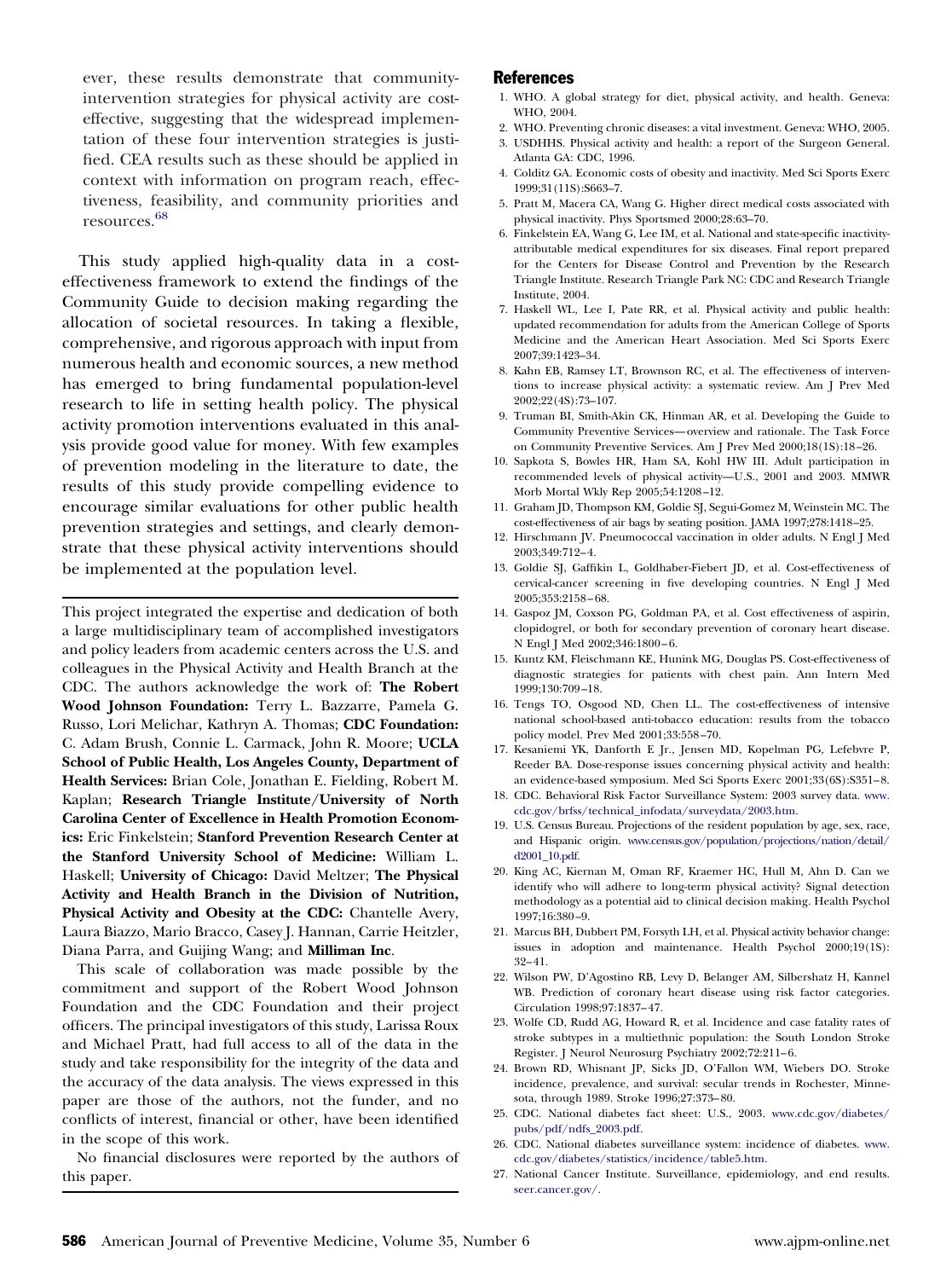ever, these results demonstrate that community-intervention strategies for physical activity are cost-effective, suggesting that the widespread implementation of these four intervention strategies is justified. CEA results such as these should be applied in context with information on program reach, effectiveness, feasibility, and community priorities and resources.[68]

This study applied high-quality data in a cost-effectiveness framework to extend the findings of the Community Guide to decision making regarding the allocation of societal resources. In taking a flexible, comprehensive, and rigorous approach with input from numerous health and economic sources, a new method has emerged to bring fundamental population-level research to life in setting health policy. The physical activity promotion interventions evaluated in this analysis provide good value for money. With few examples of prevention modeling in the literature to date, the results of this study provide compelling evidence to encourage similar evaluations for other public health prevention strategies and settings, and clearly demonstrate that these physical activity interventions should be implemented at the population level.

---

This project integrated the expertise and dedication of both a large multidisciplinary team of accomplished investigators and policy leaders from academic centers across the U.S. and colleagues in the Physical Activity and Health Branch at the CDC. The authors acknowledge the work of: **The Robert Wood Johnson Foundation:** Terry L. Bazzarre, Pamela G. Russo, Lori Melichar, Kathryn A. Thomas; **CDC Foundation:** C. Adam Brush, Connie L. Carmack, John R. Moore; **UCLA School of Public Health, Los Angeles County, Department of Health Services:** Brian Cole, Jonathan E. Fielding, Robert M. Kaplan; **Research Triangle Institute/University of North Carolina Center of Excellence in Health Promotion Economics:** Eric Finkelstein; **Stanford Prevention Research Center at the Stanford University School of Medicine:** William L. Haskell; **University of Chicago:** David Meltzer; **The Physical Activity and Health Branch in the Division of Nutrition, Physical Activity and Obesity at the CDC:** Chantelle Avery, Laura Biazzo, Mario Bracco, Casey J. Hannan, Carrie Heitzler, Diana Parra, and Guijing Wang; and **Milliman Inc**.

This scale of collaboration was made possible by the commitment and support of the Robert Wood Johnson Foundation and the CDC Foundation and their project officers. The principal investigators of this study, Larissa Roux and Michael Pratt, had full access to all of the data in the study and take responsibility for the integrity of the data and the accuracy of the data analysis. The views expressed in this paper are those of the authors, not the funder, and no conflicts of interest, financial or other, have been identified in the scope of this work.

No financial disclosures were reported by the authors of this paper.

---

## References

1. WHO. A global strategy for diet, physical activity, and health. Geneva: WHO, 2004.
2. WHO. Preventing chronic diseases: a vital investment. Geneva: WHO, 2005.
3. USDHHS. Physical activity and health: a report of the Surgeon General. Atlanta GA: CDC, 1996.
4. Colditz GA. Economic costs of obesity and inactivity. Med Sci Sports Exerc 1999;31(11S):S663–7.
5. Pratt M, Macera CA, Wang G. Higher direct medical costs associated with physical inactivity. Phys Sportsmed 2000;28:63–70.
6. Finkelstein EA, Wang G, Lee IM, et al. National and state-specific inactivity-attributable medical expenditures for six diseases. Final report prepared for the Centers for Disease Control and Prevention by the Research Triangle Institute. Research Triangle Park NC: CDC and Research Triangle Institute, 2004.
7. Haskell WL, Lee I, Pate RR, et al. Physical activity and public health: updated recommendation for adults from the American College of Sports Medicine and the American Heart Association. Med Sci Sports Exerc 2007;39:1423–34.
8. Kahn EB, Ramsey LT, Brownson RC, et al. The effectiveness of interventions to increase physical activity: a systematic review. Am J Prev Med 2002;22(4S):73–107.
9. Truman BI, Smith-Akin CK, Hinman AR, et al. Developing the Guide to Community Preventive Services—overview and rationale. The Task Force on Community Preventive Services. Am J Prev Med 2000;18(1S):18–26.
10. Sapkota S, Bowles HR, Ham SA, Kohl HW III. Adult participation in recommended levels of physical activity—U.S., 2001 and 2003. MMWR Morb Mortal Wkly Rep 2005;54:1208–12.
11. Graham JD, Thompson KM, Goldie SJ, Segui-Gomez M, Weinstein MC. The cost-effectiveness of air bags by seating position. JAMA 1997;278:1418–25.
12. Hirschmann JV. Pneumococcal vaccination in older adults. N Engl J Med 2003;349:712–4.
13. Goldie SJ, Gaffikin L, Goldhaber-Fiebert JD, et al. Cost-effectiveness of cervical-cancer screening in five developing countries. N Engl J Med 2005;353:2158–68.
14. Gaspoz JM, Coxson PG, Goldman PA, et al. Cost effectiveness of aspirin, clopidogrel, or both for secondary prevention of coronary heart disease. N Engl J Med 2002;346:1800–6.
15. Kuntz KM, Fleischmann KE, Hunink MG, Douglas PS. Cost-effectiveness of diagnostic strategies for patients with chest pain. Ann Intern Med 1999;130:709–18.
16. Tengs TO, Osgood ND, Chen LL. The cost-effectiveness of intensive national school-based anti-tobacco education: results from the tobacco policy model. Prev Med 2001;33:558–70.
17. Kesaniemi YK, Danforth E Jr., Jensen MD, Kopelman PG, Lefebvre P, Reeder BA. Dose-response issues concerning physical activity and health: an evidence-based symposium. Med Sci Sports Exerc 2001;33(6S):S351–8.
18. CDC. Behavioral Risk Factor Surveillance System: 2003 survey data. www.cdc.gov/brfss/technical_infodata/surveydata/2003.htm.
19. U.S. Census Bureau. Projections of the resident population by age, sex, race, and Hispanic origin. www.census.gov/population/projections/nation/detail/d2001_10.pdf.
20. King AC, Kiernan M, Oman RF, Kraemer HC, Hull M, Ahn D. Can we identify who will adhere to long-term physical activity? Signal detection methodology as a potential aid to clinical decision making. Health Psychol 1997;16:380–9.
21. Marcus BH, Dubbert PM, Forsyth LH, et al. Physical activity behavior change: issues in adoption and maintenance. Health Psychol 2000;19(1S):32–41.
22. Wilson PW, D'Agostino RB, Levy D, Belanger AM, Silbershatz H, Kannel WB. Prediction of coronary heart disease using risk factor categories. Circulation 1998;97:1837–47.
23. Wolfe CD, Rudd AG, Howard R, et al. Incidence and case fatality rates of stroke subtypes in a multiethnic population: the South London Stroke Register. J Neurol Neurosurg Psychiatry 2002;72:211–6.
24. Brown RD, Whisnant JP, Sicks JD, O'Fallon WM, Wiebers DO. Stroke incidence, prevalence, and survival: secular trends in Rochester, Minnesota, through 1989. Stroke 1996;27:373–80.
25. CDC. National diabetes fact sheet: U.S., 2003. www.cdc.gov/diabetes/pubs/pdf/ndfs_2003.pdf.
26. CDC. National diabetes surveillance system: incidence of diabetes. www.cdc.gov/diabetes/statistics/incidence/table5.htm.
27. National Cancer Institute. Surveillance, epidemiology, and end results. seer.cancer.gov/.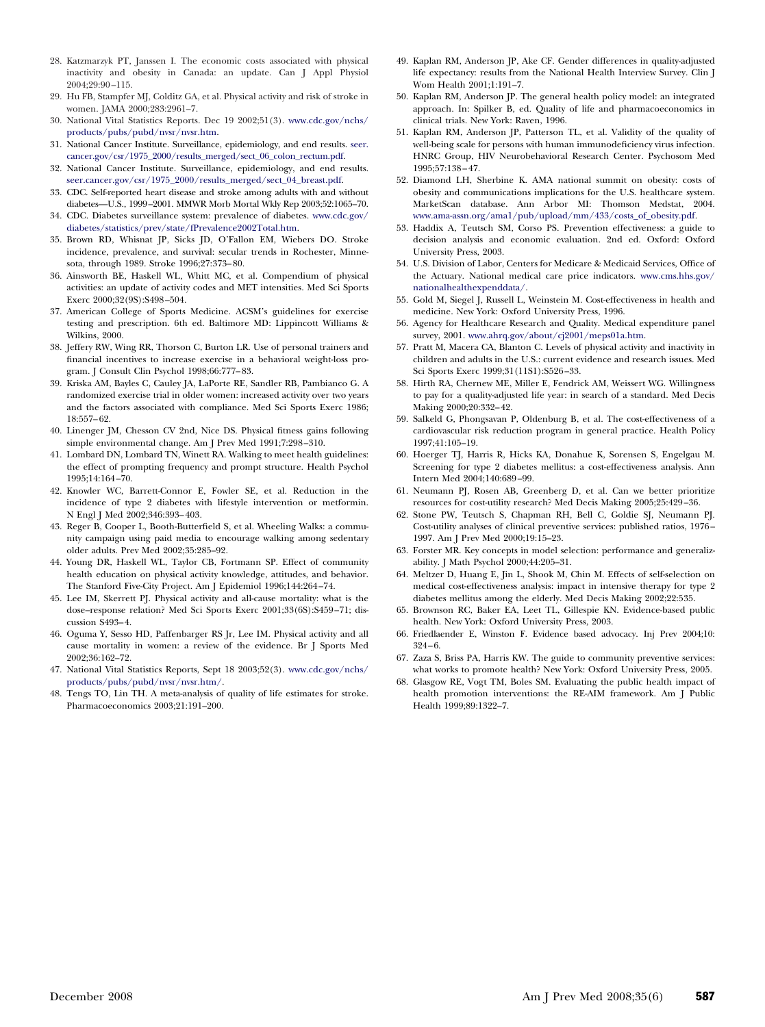28. Katzmarzyk PT, Janssen I. The economic costs associated with physical inactivity and obesity in Canada: an update. Can J Appl Physiol 2004;29:90–115.
29. Hu FB, Stampfer MJ, Colditz GA, et al. Physical activity and risk of stroke in women. JAMA 2000;283:2961–7.
30. National Vital Statistics Reports. Dec 19 2002;51(3). www.cdc.gov/nchs/products/pubs/pubd/nvsr/nvsr.htm.
31. National Cancer Institute. Surveillance, epidemiology, and end results. seer.cancer.gov/csr/1975_2000/results_merged/sect_06_colon_rectum.pdf.
32. National Cancer Institute. Surveillance, epidemiology, and end results. seer.cancer.gov/csr/1975_2000/results_merged/sect_04_breast.pdf.
33. CDC. Self-reported heart disease and stroke among adults with and without diabetes—U.S., 1999–2001. MMWR Morb Mortal Wkly Rep 2003;52:1065–70.
34. CDC. Diabetes surveillance system: prevalence of diabetes. www.cdc.gov/diabetes/statistics/prev/state/fPrevalence2002Total.htm.
35. Brown RD, Whisnat JP, Sicks JD, O'Fallon EM, Wiebers DO. Stroke incidence, prevalence, and survival: secular trends in Rochester, Minnesota, through 1989. Stroke 1996;27:373–80.
36. Ainsworth BE, Haskell WL, Whitt MC, et al. Compendium of physical activities: an update of activity codes and MET intensities. Med Sci Sports Exerc 2000;32(9S):S498–504.
37. American College of Sports Medicine. ACSM's guidelines for exercise testing and prescription. 6th ed. Baltimore MD: Lippincott Williams & Wilkins, 2000.
38. Jeffery RW, Wing RR, Thorson C, Burton LR. Use of personal trainers and financial incentives to increase exercise in a behavioral weight-loss program. J Consult Clin Psychol 1998;66:777–83.
39. Kriska AM, Bayles C, Cauley JA, LaPorte RE, Sandler RB, Pambianco G. A randomized exercise trial in older women: increased activity over two years and the factors associated with compliance. Med Sci Sports Exerc 1986;18:557–62.
40. Linenger JM, Chesson CV 2nd, Nice DS. Physical fitness gains following simple environmental change. Am J Prev Med 1991;7:298–310.
41. Lombard DN, Lombard TN, Winett RA. Walking to meet health guidelines: the effect of prompting frequency and prompt structure. Health Psychol 1995;14:164–70.
42. Knowler WC, Barrett-Connor E, Fowler SE, et al. Reduction in the incidence of type 2 diabetes with lifestyle intervention or metformin. N Engl J Med 2002;346:393–403.
43. Reger B, Cooper L, Booth-Butterfield S, et al. Wheeling Walks: a community campaign using paid media to encourage walking among sedentary older adults. Prev Med 2002;35:285–92.
44. Young DR, Haskell WL, Taylor CB, Fortmann SP. Effect of community health education on physical activity knowledge, attitudes, and behavior. The Stanford Five-City Project. Am J Epidemiol 1996;144:264–74.
45. Lee IM, Skerrett PJ. Physical activity and all-cause mortality: what is the dose–response relation? Med Sci Sports Exerc 2001;33(6S):S459–71; discussion S493–4.
46. Oguma Y, Sesso HD, Paffenbarger RS Jr, Lee IM. Physical activity and all cause mortality in women: a review of the evidence. Br J Sports Med 2002;36:162–72.
47. National Vital Statistics Reports, Sept 18 2003;52(3). www.cdc.gov/nchs/products/pubs/pubd/nvsr/nvsr.htm/.
48. Tengs TO, Lin TH. A meta-analysis of quality of life estimates for stroke. Pharmacoeconomics 2003;21:191–200.
49. Kaplan RM, Anderson JP, Ake CF. Gender differences in quality-adjusted life expectancy: results from the National Health Interview Survey. Clin J Wom Health 2001;1:191–7.
50. Kaplan RM, Anderson JP. The general health policy model: an integrated approach. In: Spilker B, ed. Quality of life and pharmacoeconomics in clinical trials. New York: Raven, 1996.
51. Kaplan RM, Anderson JP, Patterson TL, et al. Validity of the quality of well-being scale for persons with human immunodeficiency virus infection. HNRC Group, HIV Neurobehavioral Research Center. Psychosom Med 1995;57:138–47.
52. Diamond LH, Sherbine K. AMA national summit on obesity: costs of obesity and communications implications for the U.S. healthcare system. MarketScan database. Ann Arbor MI: Thomson Medstat, 2004. www.ama-assn.org/ama1/pub/upload/mm/433/costs_of_obesity.pdf.
53. Haddix A, Teutsch SM, Corso PS. Prevention effectiveness: a guide to decision analysis and economic evaluation. 2nd ed. Oxford: Oxford University Press, 2003.
54. U.S. Division of Labor, Centers for Medicare & Medicaid Services, Office of the Actuary. National medical care price indicators. www.cms.hhs.gov/nationalhealthexpenddata/.
55. Gold M, Siegel J, Russell L, Weinstein M. Cost-effectiveness in health and medicine. New York: Oxford University Press, 1996.
56. Agency for Healthcare Research and Quality. Medical expenditure panel survey, 2001. www.ahrq.gov/about/cj2001/meps01a.htm.
57. Pratt M, Macera CA, Blanton C. Levels of physical activity and inactivity in children and adults in the U.S.: current evidence and research issues. Med Sci Sports Exerc 1999;31(11S1):S526–33.
58. Hirth RA, Chernew ME, Miller E, Fendrick AM, Weissert WG. Willingness to pay for a quality-adjusted life year: in search of a standard. Med Decis Making 2000;20:332–42.
59. Salkeld G, Phongsavan P, Oldenburg B, et al. The cost-effectiveness of a cardiovascular risk reduction program in general practice. Health Policy 1997;41:105–19.
60. Hoerger TJ, Harris R, Hicks KA, Donahue K, Sorensen S, Engelgau M. Screening for type 2 diabetes mellitus: a cost-effectiveness analysis. Ann Intern Med 2004;140:689–99.
61. Neumann PJ, Rosen AB, Greenberg D, et al. Can we better prioritize resources for cost-utility research? Med Decis Making 2005;25:429–36.
62. Stone PW, Teutsch S, Chapman RH, Bell C, Goldie SJ, Neumann PJ. Cost-utility analyses of clinical preventive services: published ratios, 1976–1997. Am J Prev Med 2000;19:15–23.
63. Forster MR. Key concepts in model selection: performance and generalizability. J Math Psychol 2000;44:205–31.
64. Meltzer D, Huang E, Jin L, Shook M, Chin M. Effects of self-selection on medical cost-effectiveness analysis: impact in intensive therapy for type 2 diabetes mellitus among the elderly. Med Decis Making 2002;22:535.
65. Brownson RC, Baker EA, Leet TL, Gillespie KN. Evidence-based public health. New York: Oxford University Press, 2003.
66. Friedlaender E, Winston F. Evidence based advocacy. Inj Prev 2004;10:324–6.
67. Zaza S, Briss PA, Harris KW. The guide to community preventive services: what works to promote health? New York: Oxford University Press, 2005.
68. Glasgow RE, Vogt TM, Boles SM. Evaluating the public health impact of health promotion interventions: the RE-AIM framework. Am J Public Health 1999;89:1322–7.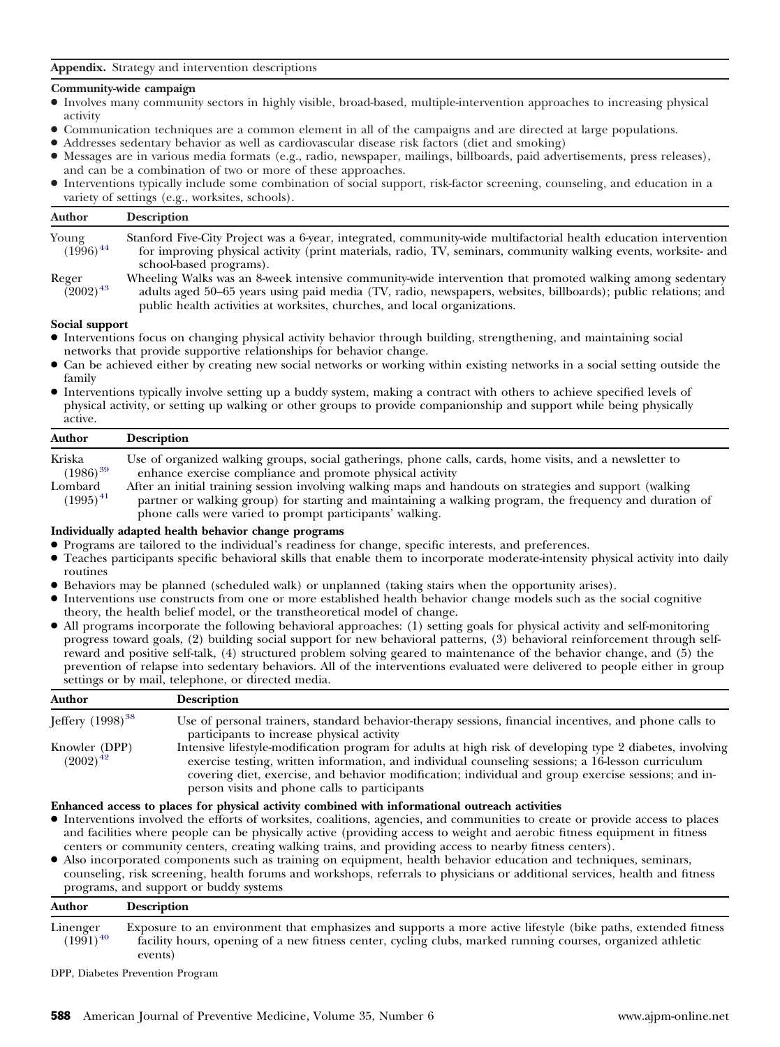**Appendix.** Strategy and intervention descriptions

**Community-wide campaign**

- Involves many community sectors in highly visible, broad-based, multiple-intervention approaches to increasing physical activity
- Communication techniques are a common element in all of the campaigns and are directed at large populations.
- Addresses sedentary behavior as well as cardiovascular disease risk factors (diet and smoking)
- Messages are in various media formats (e.g., radio, newspaper, mailings, billboards, paid advertisements, press releases), and can be a combination of two or more of these approaches.
- Interventions typically include some combination of social support, risk-factor screening, counseling, and education in a variety of settings (e.g., worksites, schools).

| Author | Description |
|---|---|
| Young (1996)[44] | Stanford Five-City Project was a 6-year, integrated, community-wide multifactorial health education intervention for improving physical activity (print materials, radio, TV, seminars, community walking events, worksite- and school-based programs). |
| Reger (2002)[43] | Wheeling Walks was an 8-week intensive community-wide intervention that promoted walking among sedentary adults aged 50–65 years using paid media (TV, radio, newspapers, websites, billboards); public relations; and public health activities at worksites, churches, and local organizations. |

**Social support**

- Interventions focus on changing physical activity behavior through building, strengthening, and maintaining social networks that provide supportive relationships for behavior change.
- Can be achieved either by creating new social networks or working within existing networks in a social setting outside the family
- Interventions typically involve setting up a buddy system, making a contract with others to achieve specified levels of physical activity, or setting up walking or other groups to provide companionship and support while being physically active.

| Author | Description |
|---|---|
| Kriska (1986)[39] | Use of organized walking groups, social gatherings, phone calls, cards, home visits, and a newsletter to enhance exercise compliance and promote physical activity |
| Lombard (1995)[41] | After an initial training session involving walking maps and handouts on strategies and support (walking partner or walking group) for starting and maintaining a walking program, the frequency and duration of phone calls were varied to prompt participants' walking. |

**Individually adapted health behavior change programs**

- Programs are tailored to the individual's readiness for change, specific interests, and preferences.
- Teaches participants specific behavioral skills that enable them to incorporate moderate-intensity physical activity into daily routines
- Behaviors may be planned (scheduled walk) or unplanned (taking stairs when the opportunity arises).
- Interventions use constructs from one or more established health behavior change models such as the social cognitive theory, the health belief model, or the transtheoretical model of change.
- All programs incorporate the following behavioral approaches: (1) setting goals for physical activity and self-monitoring progress toward goals, (2) building social support for new behavioral patterns, (3) behavioral reinforcement through self-reward and positive self-talk, (4) structured problem solving geared to maintenance of the behavior change, and (5) the prevention of relapse into sedentary behaviors. All of the interventions evaluated were delivered to people either in group settings or by mail, telephone, or directed media.

| Author | Description |
|---|---|
| Jeffery (1998)[38] | Use of personal trainers, standard behavior-therapy sessions, financial incentives, and phone calls to participants to increase physical activity |
| Knowler (DPP) (2002)[42] | Intensive lifestyle-modification program for adults at high risk of developing type 2 diabetes, involving exercise testing, written information, and individual counseling sessions; a 16-lesson curriculum covering diet, exercise, and behavior modification; individual and group exercise sessions; and in-person visits and phone calls to participants |

**Enhanced access to places for physical activity combined with informational outreach activities**

- Interventions involved the efforts of worksites, coalitions, agencies, and communities to create or provide access to places and facilities where people can be physically active (providing access to weight and aerobic fitness equipment in fitness centers or community centers, creating walking trains, and providing access to nearby fitness centers).
- Also incorporated components such as training on equipment, health behavior education and techniques, seminars, counseling, risk screening, health forums and workshops, referrals to physicians or additional services, health and fitness programs, and support or buddy systems

| Author | Description |
|---|---|
| Linenger (1991)[40] | Exposure to an environment that emphasizes and supports a more active lifestyle (bike paths, extended fitness facility hours, opening of a new fitness center, cycling clubs, marked running courses, organized athletic events) |

DPP, Diabetes Prevention Program